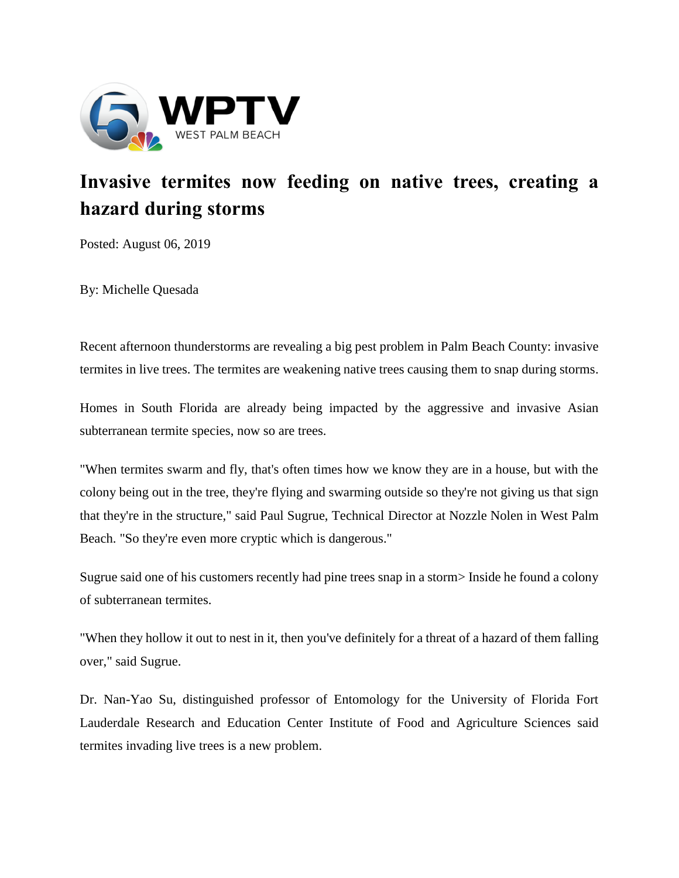WPTV
WEST PALM BEACH

# Invasive termites now feeding on native trees, creating a hazard during storms

Posted: August 06, 2019

By: Michelle Quesada

Recent afternoon thunderstorms are revealing a big pest problem in Palm Beach County: invasive termites in live trees. The termites are weakening native trees causing them to snap during storms.

Homes in South Florida are already being impacted by the aggressive and invasive Asian subterranean termite species, now so are trees.

"When termites swarm and fly, that's often times how we know they are in a house, but with the colony being out in the tree, they're flying and swarming outside so they're not giving us that sign that they're in the structure," said Paul Sugrue, Technical Director at Nozzle Nolen in West Palm Beach. "So they're even more cryptic which is dangerous."

Sugrue said one of his customers recently had pine trees snap in a storm> Inside he found a colony of subterranean termites.

"When they hollow it out to nest in it, then you've definitely for a threat of a hazard of them falling over," said Sugrue.

Dr. Nan-Yao Su, distinguished professor of Entomology for the University of Florida Fort Lauderdale Research and Education Center Institute of Food and Agriculture Sciences said termites invading live trees is a new problem.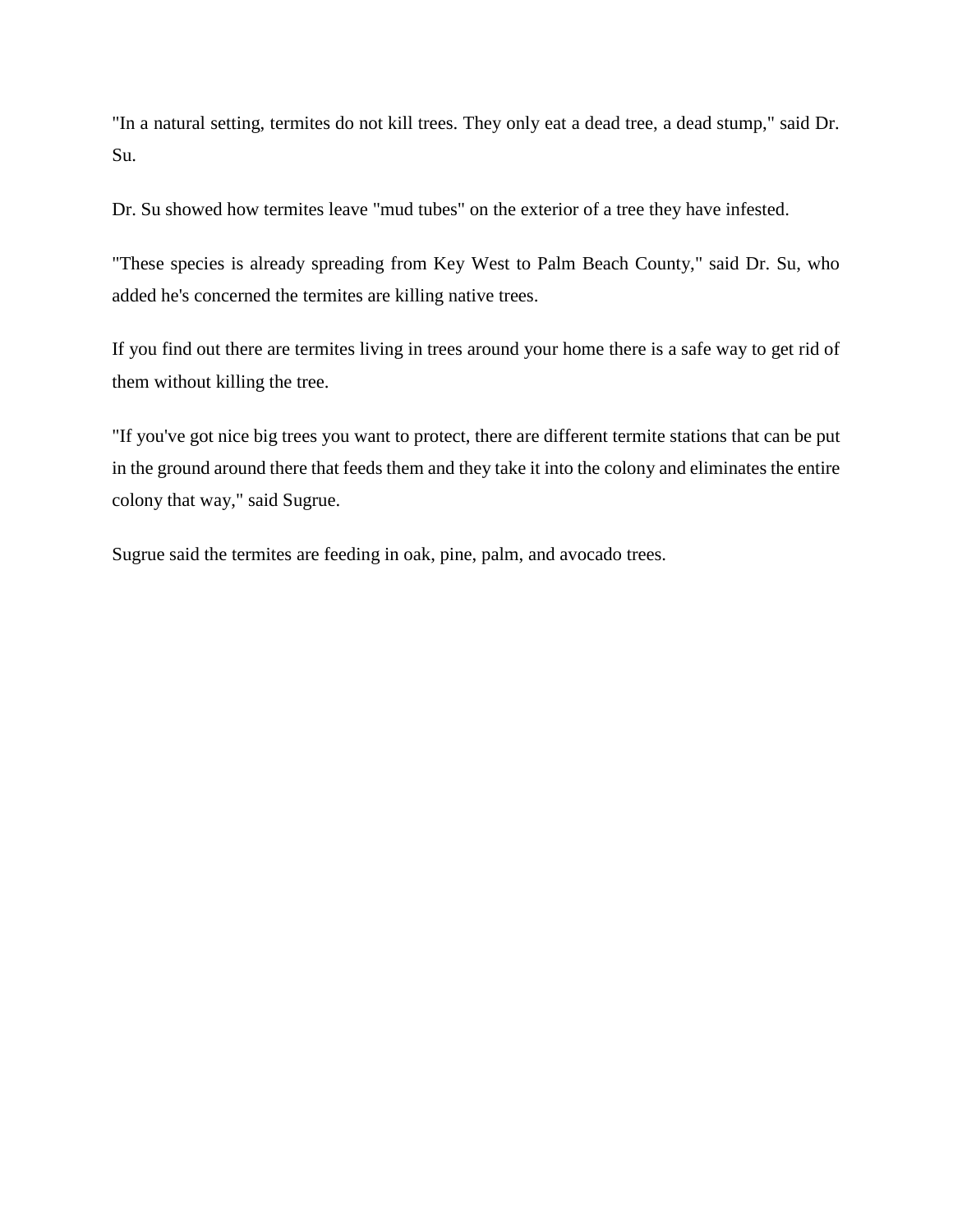"In a natural setting, termites do not kill trees. They only eat a dead tree, a dead stump," said Dr. Su.

Dr. Su showed how termites leave "mud tubes" on the exterior of a tree they have infested.

"These species is already spreading from Key West to Palm Beach County," said Dr. Su, who added he's concerned the termites are killing native trees.

If you find out there are termites living in trees around your home there is a safe way to get rid of them without killing the tree.

"If you've got nice big trees you want to protect, there are different termite stations that can be put in the ground around there that feeds them and they take it into the colony and eliminates the entire colony that way," said Sugrue.

Sugrue said the termites are feeding in oak, pine, palm, and avocado trees.